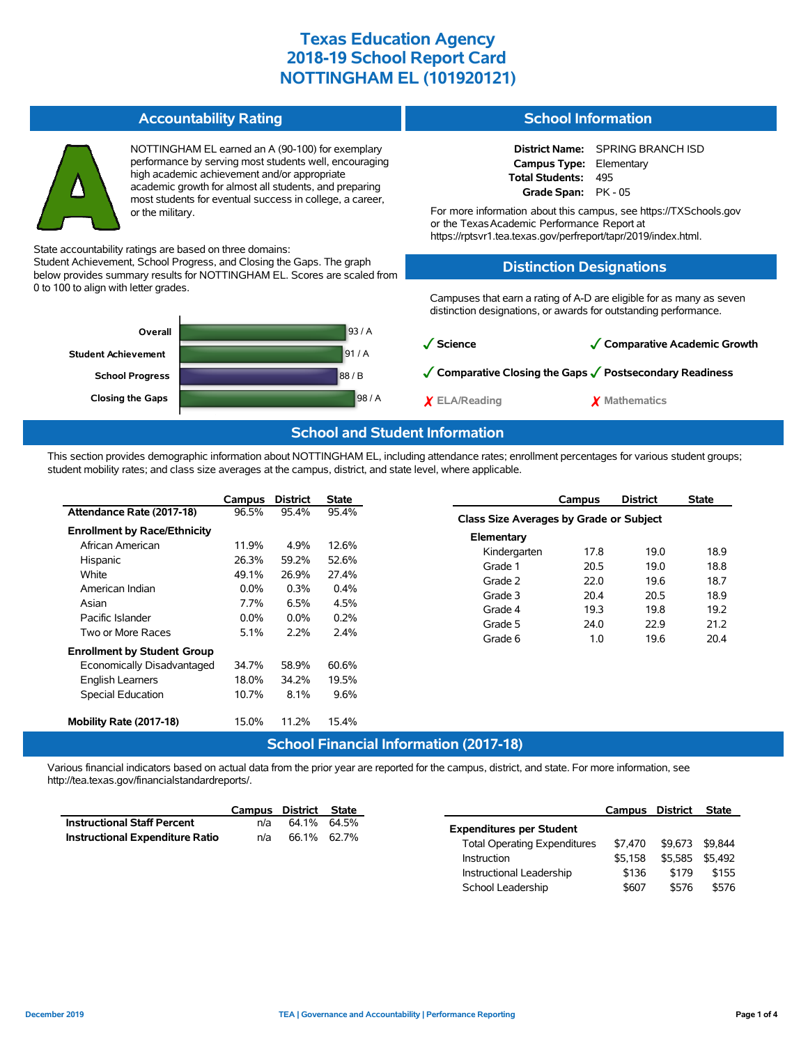# Texas Education Agency
# 2018-19 School Report Card
# NOTTINGHAM EL (101920121)

## Accountability Rating

A

NOTTINGHAM EL earned an A (90-100) for exemplary performance by serving most students well, encouraging high academic achievement and/or appropriate academic growth for almost all students, and preparing most students for eventual success in college, a career, or the military.

State accountability ratings are based on three domains: Student Achievement, School Progress, and Closing the Gaps. The graph below provides summary results for NOTTINGHAM EL. Scores are scaled from 0 to 100 to align with letter grades.

| Domain | Score / Grade |
|---|---|
| Overall | 93 / A |
| Student Achievement | 91 / A |
| School Progress | 88 / B |
| Closing the Gaps | 98 / A |

## School Information

**District Name:** SPRING BRANCH ISD
**Campus Type:** Elementary
**Total Students:** 495
**Grade Span:** PK - 05

For more information about this campus, see https://TXSchools.gov or the Texas Academic Performance Report at https://rptsvr1.tea.texas.gov/perfreport/tapr/2019/index.html.

## Distinction Designations

Campuses that earn a rating of A-D are eligible for as many as seven distinction designations, or awards for outstanding performance.

- ✓ Science
- ✓ Comparative Academic Growth
- ✓ Comparative Closing the Gaps
- ✓ Postsecondary Readiness
- ✗ ELA/Reading
- ✗ Mathematics

## School and Student Information

This section provides demographic information about NOTTINGHAM EL, including attendance rates; enrollment percentages for various student groups; student mobility rates; and class size averages at the campus, district, and state level, where applicable.

| | Campus | District | State |
|---|---|---|---|
| **Attendance Rate (2017-18)** | 96.5% | 95.4% | 95.4% |
| **Enrollment by Race/Ethnicity** | | | |
| African American | 11.9% | 4.9% | 12.6% |
| Hispanic | 26.3% | 59.2% | 52.6% |
| White | 49.1% | 26.9% | 27.4% |
| American Indian | 0.0% | 0.3% | 0.4% |
| Asian | 7.7% | 6.5% | 4.5% |
| Pacific Islander | 0.0% | 0.0% | 0.2% |
| Two or More Races | 5.1% | 2.2% | 2.4% |
| **Enrollment by Student Group** | | | |
| Economically Disadvantaged | 34.7% | 58.9% | 60.6% |
| English Learners | 18.0% | 34.2% | 19.5% |
| Special Education | 10.7% | 8.1% | 9.6% |
| **Mobility Rate (2017-18)** | 15.0% | 11.2% | 15.4% |

| | Campus | District | State |
|---|---|---|---|
| **Class Size Averages by Grade or Subject** | | | |
| **Elementary** | | | |
| Kindergarten | 17.8 | 19.0 | 18.9 |
| Grade 1 | 20.5 | 19.0 | 18.8 |
| Grade 2 | 22.0 | 19.6 | 18.7 |
| Grade 3 | 20.4 | 20.5 | 18.9 |
| Grade 4 | 19.3 | 19.8 | 19.2 |
| Grade 5 | 24.0 | 22.9 | 21.2 |
| Grade 6 | 1.0 | 19.6 | 20.4 |

## School Financial Information (2017-18)

Various financial indicators based on actual data from the prior year are reported for the campus, district, and state. For more information, see http://tea.texas.gov/financialstandardreports/.

| | Campus | District | State |
|---|---|---|---|
| **Instructional Staff Percent** | n/a | 64.1% | 64.5% |
| **Instructional Expenditure Ratio** | n/a | 66.1% | 62.7% |

| | Campus | District | State |
|---|---|---|---|
| **Expenditures per Student** | | | |
| Total Operating Expenditures | $7,470 | $9,673 | $9,844 |
| Instruction | $5,158 | $5,585 | $5,492 |
| Instructional Leadership | $136 | $179 | $155 |
| School Leadership | $607 | $576 | $576 |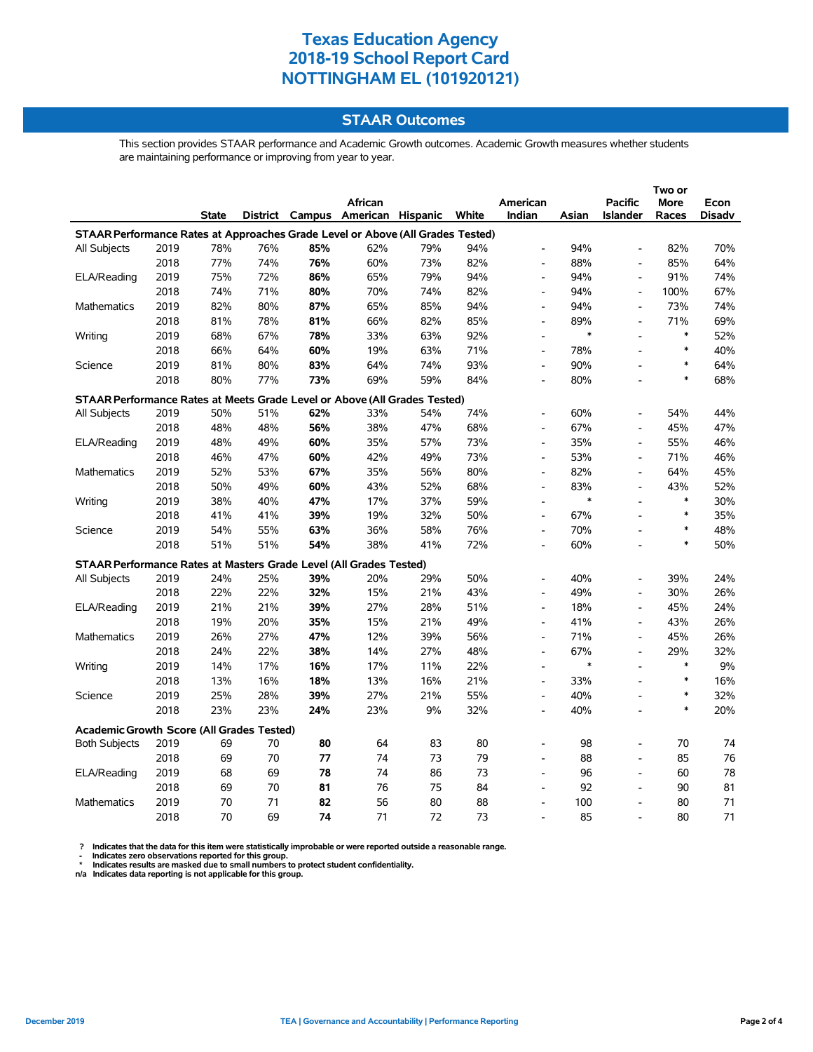# Texas Education Agency
# 2018-19 School Report Card
# NOTTINGHAM EL (101920121)

## STAAR Outcomes

This section provides STAAR performance and Academic Growth outcomes. Academic Growth measures whether students are maintaining performance or improving from year to year.

| | | State | District | Campus | African American | Hispanic | White | American Indian | Asian | Pacific Islander | Two or More Races | Econ Disadv |
|---|---|---|---|---|---|---|---|---|---|---|---|---|
| **STAAR Performance Rates at Approaches Grade Level or Above (All Grades Tested)** | | | | | | | | | | | | |
| All Subjects | 2019 | 78% | 76% | **85%** | 62% | 79% | 94% | - | 94% | - | 82% | 70% |
| | 2018 | 77% | 74% | **76%** | 60% | 73% | 82% | - | 88% | - | 85% | 64% |
| ELA/Reading | 2019 | 75% | 72% | **86%** | 65% | 79% | 94% | - | 94% | - | 91% | 74% |
| | 2018 | 74% | 71% | **80%** | 70% | 74% | 82% | - | 94% | - | 100% | 67% |
| Mathematics | 2019 | 82% | 80% | **87%** | 65% | 85% | 94% | - | 94% | - | 73% | 74% |
| | 2018 | 81% | 78% | **81%** | 66% | 82% | 85% | - | 89% | - | 71% | 69% |
| Writing | 2019 | 68% | 67% | **78%** | 33% | 63% | 92% | - | * | - | * | 52% |
| | 2018 | 66% | 64% | **60%** | 19% | 63% | 71% | - | 78% | - | * | 40% |
| Science | 2019 | 81% | 80% | **83%** | 64% | 74% | 93% | - | 90% | - | * | 64% |
| | 2018 | 80% | 77% | **73%** | 69% | 59% | 84% | - | 80% | - | * | 68% |
| **STAAR Performance Rates at Meets Grade Level or Above (All Grades Tested)** | | | | | | | | | | | | |
| All Subjects | 2019 | 50% | 51% | **62%** | 33% | 54% | 74% | - | 60% | - | 54% | 44% |
| | 2018 | 48% | 48% | **56%** | 38% | 47% | 68% | - | 67% | - | 45% | 47% |
| ELA/Reading | 2019 | 48% | 49% | **60%** | 35% | 57% | 73% | - | 35% | - | 55% | 46% |
| | 2018 | 46% | 47% | **60%** | 42% | 49% | 73% | - | 53% | - | 71% | 46% |
| Mathematics | 2019 | 52% | 53% | **67%** | 35% | 56% | 80% | - | 82% | - | 64% | 45% |
| | 2018 | 50% | 49% | **60%** | 43% | 52% | 68% | - | 83% | - | 43% | 52% |
| Writing | 2019 | 38% | 40% | **47%** | 17% | 37% | 59% | - | * | - | * | 30% |
| | 2018 | 41% | 41% | **39%** | 19% | 32% | 50% | - | 67% | - | * | 35% |
| Science | 2019 | 54% | 55% | **63%** | 36% | 58% | 76% | - | 70% | - | * | 48% |
| | 2018 | 51% | 51% | **54%** | 38% | 41% | 72% | - | 60% | - | * | 50% |
| **STAAR Performance Rates at Masters Grade Level (All Grades Tested)** | | | | | | | | | | | | |
| All Subjects | 2019 | 24% | 25% | **39%** | 20% | 29% | 50% | - | 40% | - | 39% | 24% |
| | 2018 | 22% | 22% | **32%** | 15% | 21% | 43% | - | 49% | - | 30% | 26% |
| ELA/Reading | 2019 | 21% | 21% | **39%** | 27% | 28% | 51% | - | 18% | - | 45% | 24% |
| | 2018 | 19% | 20% | **35%** | 15% | 21% | 49% | - | 41% | - | 43% | 26% |
| Mathematics | 2019 | 26% | 27% | **47%** | 12% | 39% | 56% | - | 71% | - | 45% | 26% |
| | 2018 | 24% | 22% | **38%** | 14% | 27% | 48% | - | 67% | - | 29% | 32% |
| Writing | 2019 | 14% | 17% | **16%** | 17% | 11% | 22% | - | * | - | * | 9% |
| | 2018 | 13% | 16% | **18%** | 13% | 16% | 21% | - | 33% | - | * | 16% |
| Science | 2019 | 25% | 28% | **39%** | 27% | 21% | 55% | - | 40% | - | * | 32% |
| | 2018 | 23% | 23% | **24%** | 23% | 9% | 32% | - | 40% | - | * | 20% |
| **Academic Growth Score (All Grades Tested)** | | | | | | | | | | | | |
| Both Subjects | 2019 | 69 | 70 | **80** | 64 | 83 | 80 | - | 98 | - | 70 | 74 |
| | 2018 | 69 | 70 | **77** | 74 | 73 | 79 | - | 88 | - | 85 | 76 |
| ELA/Reading | 2019 | 68 | 69 | **78** | 74 | 86 | 73 | - | 96 | - | 60 | 78 |
| | 2018 | 69 | 70 | **81** | 76 | 75 | 84 | - | 92 | - | 90 | 81 |
| Mathematics | 2019 | 70 | 71 | **82** | 56 | 80 | 88 | - | 100 | - | 80 | 71 |
| | 2018 | 70 | 69 | **74** | 71 | 72 | 73 | - | 85 | - | 80 | 71 |

? Indicates that the data for this item were statistically improbable or were reported outside a reasonable range.
- Indicates zero observations reported for this group.
* Indicates results are masked due to small numbers to protect student confidentiality.
n/a Indicates data reporting is not applicable for this group.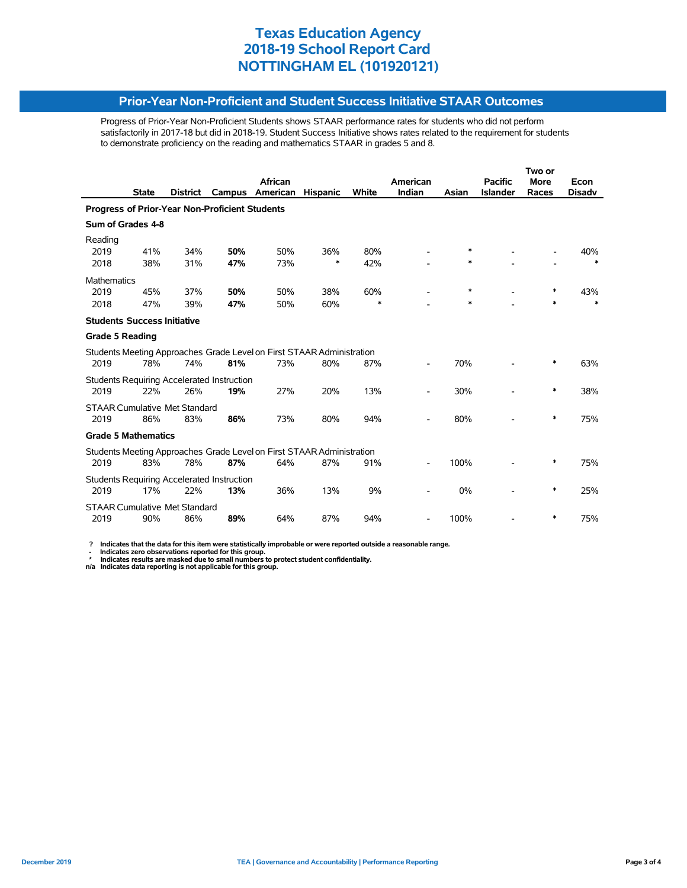# Texas Education Agency
# 2018-19 School Report Card
# NOTTINGHAM EL (101920121)

## Prior-Year Non-Proficient and Student Success Initiative STAAR Outcomes

Progress of Prior-Year Non-Proficient Students shows STAAR performance rates for students who did not perform satisfactorily in 2017-18 but did in 2018-19. Student Success Initiative shows rates related to the requirement for students to demonstrate proficiency on the reading and mathematics STAAR in grades 5 and 8.

| | State | District | Campus | African American | Hispanic | White | American Indian | Asian | Pacific Islander | Two or More Races | Econ Disadv |
|---|---|---|---|---|---|---|---|---|---|---|---|
| **Progress of Prior-Year Non-Proficient Students** | | | | | | | | | | | |
| **Sum of Grades 4-8** | | | | | | | | | | | |
| Reading | | | | | | | | | | | |
| 2019 | 41% | 34% | **50%** | 50% | 36% | 80% | - | * | - | - | 40% |
| 2018 | 38% | 31% | **47%** | 73% | * | 42% | - | * | - | - | * |
| Mathematics | | | | | | | | | | | |
| 2019 | 45% | 37% | **50%** | 50% | 38% | 60% | - | * | - | * | 43% |
| 2018 | 47% | 39% | **47%** | 50% | 60% | * | - | * | - | * | * |
| **Students Success Initiative** | | | | | | | | | | | |
| **Grade 5 Reading** | | | | | | | | | | | |
| Students Meeting Approaches Grade Level on First STAAR Administration | | | | | | | | | | | |
| 2019 | 78% | 74% | **81%** | 73% | 80% | 87% | - | 70% | - | * | 63% |
| Students Requiring Accelerated Instruction | | | | | | | | | | | |
| 2019 | 22% | 26% | **19%** | 27% | 20% | 13% | - | 30% | - | * | 38% |
| STAAR Cumulative Met Standard | | | | | | | | | | | |
| 2019 | 86% | 83% | **86%** | 73% | 80% | 94% | - | 80% | - | * | 75% |
| **Grade 5 Mathematics** | | | | | | | | | | | |
| Students Meeting Approaches Grade Level on First STAAR Administration | | | | | | | | | | | |
| 2019 | 83% | 78% | **87%** | 64% | 87% | 91% | - | 100% | - | * | 75% |
| Students Requiring Accelerated Instruction | | | | | | | | | | | |
| 2019 | 17% | 22% | **13%** | 36% | 13% | 9% | - | 0% | - | * | 25% |
| STAAR Cumulative Met Standard | | | | | | | | | | | |
| 2019 | 90% | 86% | **89%** | 64% | 87% | 94% | - | 100% | - | * | 75% |

**?** Indicates that the data for this item were statistically improbable or were reported outside a reasonable range.
**-** Indicates zero observations reported for this group.
**\*** Indicates results are masked due to small numbers to protect student confidentiality.
**n/a** Indicates data reporting is not applicable for this group.